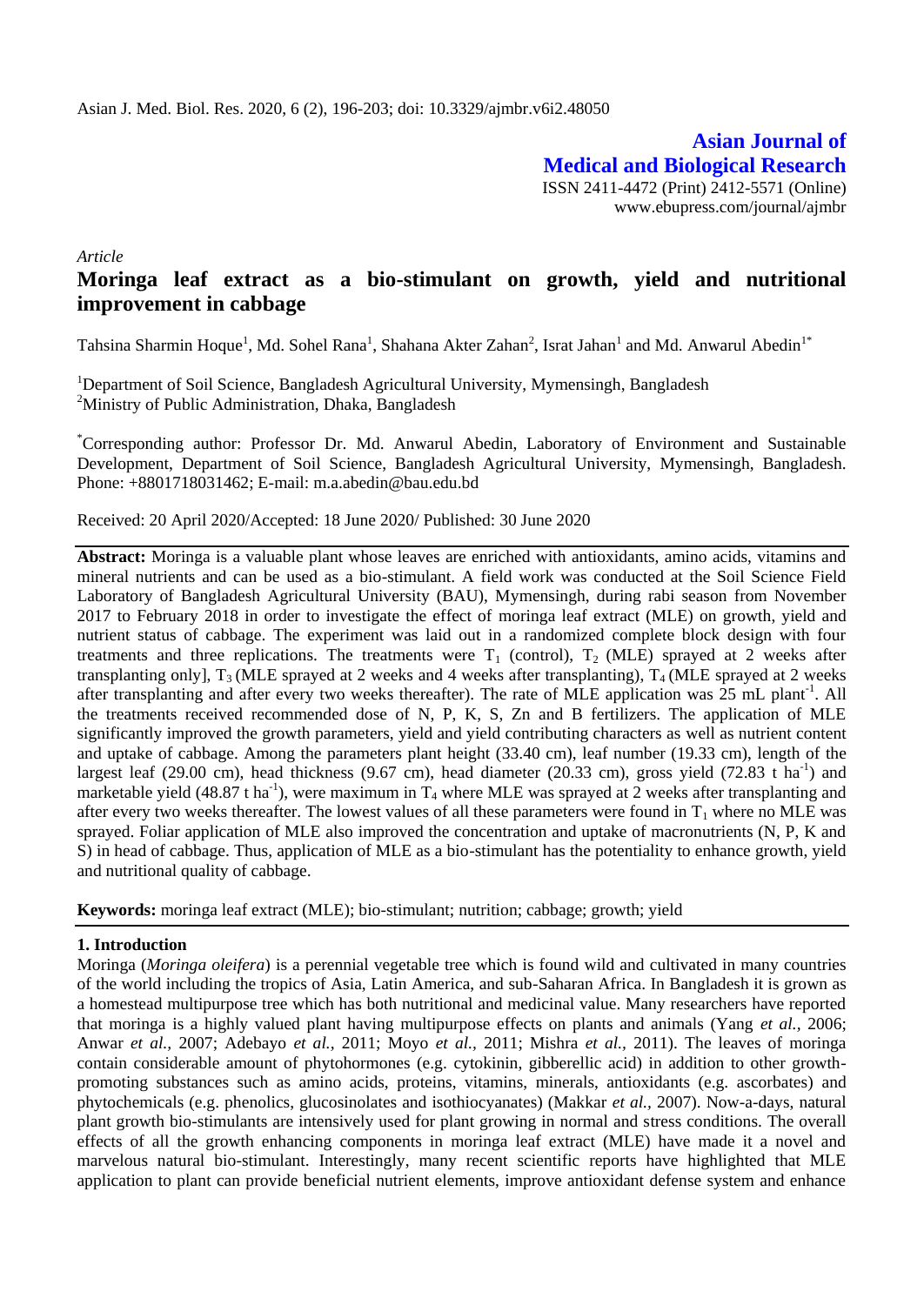*Article*

# Moringa leaf extract as a bio-stimulant on growth, yield and nutritional improvement in cabbage

Tahsina Sharmin Hoque[1], Md. Sohel Rana[1], Shahana Akter Zahan[2], Israt Jahan[1] and Md. Anwarul Abedin[1*]

[1]Department of Soil Science, Bangladesh Agricultural University, Mymensingh, Bangladesh
[2]Ministry of Public Administration, Dhaka, Bangladesh

[*]Corresponding author: Professor Dr. Md. Anwarul Abedin, Laboratory of Environment and Sustainable Development, Department of Soil Science, Bangladesh Agricultural University, Mymensingh, Bangladesh. Phone: +8801718031462; E-mail: m.a.abedin@bau.edu.bd

Received: 20 April 2020/Accepted: 18 June 2020/ Published: 30 June 2020

**Abstract:** Moringa is a valuable plant whose leaves are enriched with antioxidants, amino acids, vitamins and mineral nutrients and can be used as a bio-stimulant. A field work was conducted at the Soil Science Field Laboratory of Bangladesh Agricultural University (BAU), Mymensingh, during rabi season from November 2017 to February 2018 in order to investigate the effect of moringa leaf extract (MLE) on growth, yield and nutrient status of cabbage. The experiment was laid out in a randomized complete block design with four treatments and three replications. The treatments were $T_1$ (control), $T_2$ (MLE) sprayed at 2 weeks after transplanting only], $T_3$ (MLE sprayed at 2 weeks and 4 weeks after transplanting), $T_4$ (MLE sprayed at 2 weeks after transplanting and after every two weeks thereafter). The rate of MLE application was 25 mL plant$^{-1}$. All the treatments received recommended dose of N, P, K, S, Zn and B fertilizers. The application of MLE significantly improved the growth parameters, yield and yield contributing characters as well as nutrient content and uptake of cabbage. Among the parameters plant height (33.40 cm), leaf number (19.33 cm), length of the largest leaf (29.00 cm), head thickness (9.67 cm), head diameter (20.33 cm), gross yield (72.83 t ha$^{-1}$) and marketable yield (48.87 t ha$^{-1}$), were maximum in $T_4$ where MLE was sprayed at 2 weeks after transplanting and after every two weeks thereafter. The lowest values of all these parameters were found in $T_1$ where no MLE was sprayed. Foliar application of MLE also improved the concentration and uptake of macronutrients (N, P, K and S) in head of cabbage. Thus, application of MLE as a bio-stimulant has the potentiality to enhance growth, yield and nutritional quality of cabbage.

**Keywords:** moringa leaf extract (MLE); bio-stimulant; nutrition; cabbage; growth; yield

## 1. Introduction

Moringa (*Moringa oleifera*) is a perennial vegetable tree which is found wild and cultivated in many countries of the world including the tropics of Asia, Latin America, and sub-Saharan Africa. In Bangladesh it is grown as a homestead multipurpose tree which has both nutritional and medicinal value. Many researchers have reported that moringa is a highly valued plant having multipurpose effects on plants and animals (Yang *et al.,* 2006; Anwar *et al.,* 2007; Adebayo *et al.,* 2011; Moyo *et al.,* 2011; Mishra *et al.,* 2011). The leaves of moringa contain considerable amount of phytohormones (e.g. cytokinin, gibberellic acid) in addition to other growth-promoting substances such as amino acids, proteins, vitamins, minerals, antioxidants (e.g. ascorbates) and phytochemicals (e.g. phenolics, glucosinolates and isothiocyanates) (Makkar *et al.,* 2007). Now-a-days, natural plant growth bio-stimulants are intensively used for plant growing in normal and stress conditions. The overall effects of all the growth enhancing components in moringa leaf extract (MLE) have made it a novel and marvelous natural bio-stimulant. Interestingly, many recent scientific reports have highlighted that MLE application to plant can provide beneficial nutrient elements, improve antioxidant defense system and enhance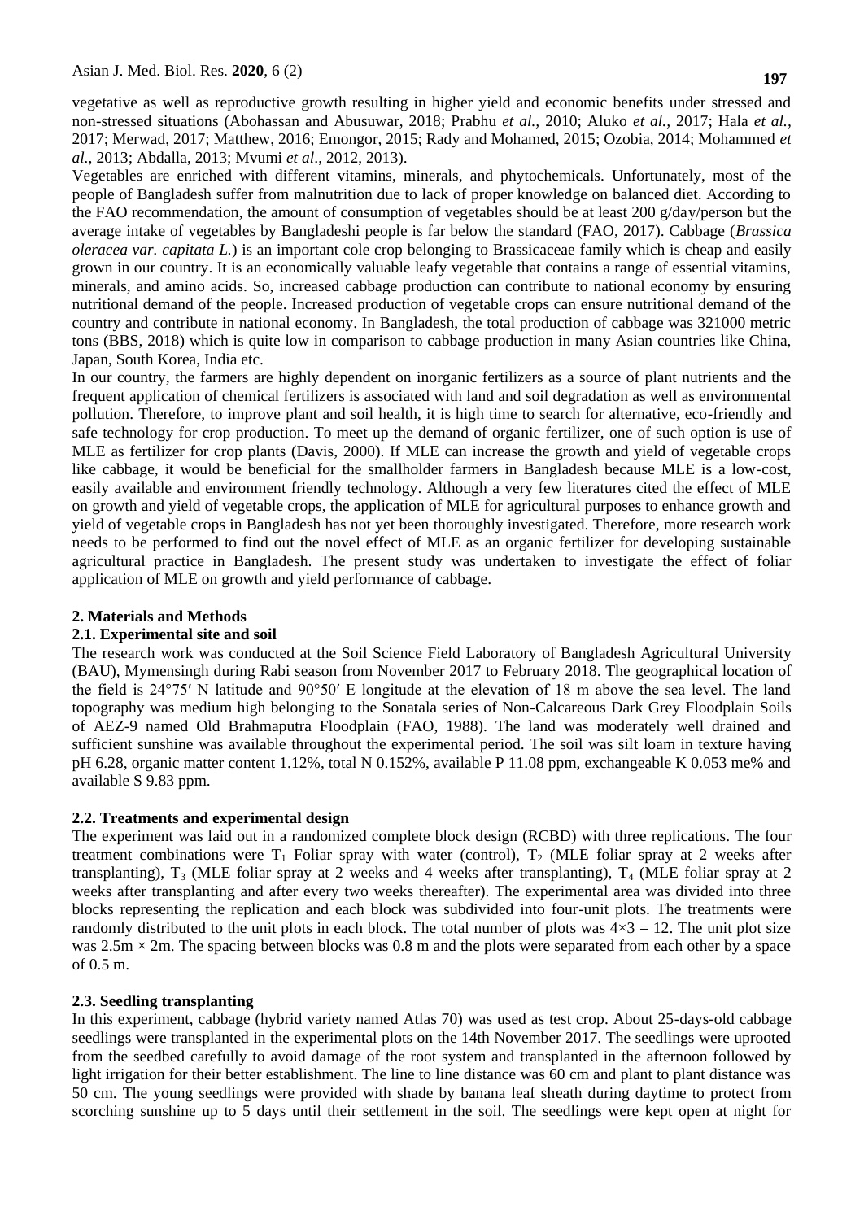vegetative as well as reproductive growth resulting in higher yield and economic benefits under stressed and non-stressed situations (Abohassan and Abusuwar, 2018; Prabhu *et al.*, 2010; Aluko *et al.*, 2017; Hala *et al.*, 2017; Merwad, 2017; Matthew, 2016; Emongor, 2015; Rady and Mohamed, 2015; Ozobia, 2014; Mohammed *et al.*, 2013; Abdalla, 2013; Mvumi *et al*., 2012, 2013).

Vegetables are enriched with different vitamins, minerals, and phytochemicals. Unfortunately, most of the people of Bangladesh suffer from malnutrition due to lack of proper knowledge on balanced diet. According to the FAO recommendation, the amount of consumption of vegetables should be at least 200 g/day/person but the average intake of vegetables by Bangladeshi people is far below the standard (FAO, 2017). Cabbage (*Brassica oleracea var. capitata L.*) is an important cole crop belonging to Brassicaceae family which is cheap and easily grown in our country. It is an economically valuable leafy vegetable that contains a range of essential vitamins, minerals, and amino acids. So, increased cabbage production can contribute to national economy by ensuring nutritional demand of the people. Increased production of vegetable crops can ensure nutritional demand of the country and contribute in national economy. In Bangladesh, the total production of cabbage was 321000 metric tons (BBS, 2018) which is quite low in comparison to cabbage production in many Asian countries like China, Japan, South Korea, India etc.

In our country, the farmers are highly dependent on inorganic fertilizers as a source of plant nutrients and the frequent application of chemical fertilizers is associated with land and soil degradation as well as environmental pollution. Therefore, to improve plant and soil health, it is high time to search for alternative, eco-friendly and safe technology for crop production. To meet up the demand of organic fertilizer, one of such option is use of MLE as fertilizer for crop plants (Davis, 2000). If MLE can increase the growth and yield of vegetable crops like cabbage, it would be beneficial for the smallholder farmers in Bangladesh because MLE is a low-cost, easily available and environment friendly technology. Although a very few literatures cited the effect of MLE on growth and yield of vegetable crops, the application of MLE for agricultural purposes to enhance growth and yield of vegetable crops in Bangladesh has not yet been thoroughly investigated. Therefore, more research work needs to be performed to find out the novel effect of MLE as an organic fertilizer for developing sustainable agricultural practice in Bangladesh. The present study was undertaken to investigate the effect of foliar application of MLE on growth and yield performance of cabbage.

## 2. Materials and Methods

### 2.1. Experimental site and soil

The research work was conducted at the Soil Science Field Laboratory of Bangladesh Agricultural University (BAU), Mymensingh during Rabi season from November 2017 to February 2018. The geographical location of the field is 24°75′ N latitude and 90°50′ E longitude at the elevation of 18 m above the sea level. The land topography was medium high belonging to the Sonatala series of Non-Calcareous Dark Grey Floodplain Soils of AEZ-9 named Old Brahmaputra Floodplain (FAO, 1988). The land was moderately well drained and sufficient sunshine was available throughout the experimental period. The soil was silt loam in texture having pH 6.28, organic matter content 1.12%, total N 0.152%, available P 11.08 ppm, exchangeable K 0.053 me% and available S 9.83 ppm.

### 2.2. Treatments and experimental design

The experiment was laid out in a randomized complete block design (RCBD) with three replications. The four treatment combinations were $T_1$ Foliar spray with water (control), $T_2$ (MLE foliar spray at 2 weeks after transplanting), $T_3$ (MLE foliar spray at 2 weeks and 4 weeks after transplanting), $T_4$ (MLE foliar spray at 2 weeks after transplanting and after every two weeks thereafter). The experimental area was divided into three blocks representing the replication and each block was subdivided into four-unit plots. The treatments were randomly distributed to the unit plots in each block. The total number of plots was $4 \times 3 = 12$. The unit plot size was $2.5m \times 2m$. The spacing between blocks was 0.8 m and the plots were separated from each other by a space of 0.5 m.

### 2.3. Seedling transplanting

In this experiment, cabbage (hybrid variety named Atlas 70) was used as test crop. About 25-days-old cabbage seedlings were transplanted in the experimental plots on the 14th November 2017. The seedlings were uprooted from the seedbed carefully to avoid damage of the root system and transplanted in the afternoon followed by light irrigation for their better establishment. The line to line distance was 60 cm and plant to plant distance was 50 cm. The young seedlings were provided with shade by banana leaf sheath during daytime to protect from scorching sunshine up to 5 days until their settlement in the soil. The seedlings were kept open at night for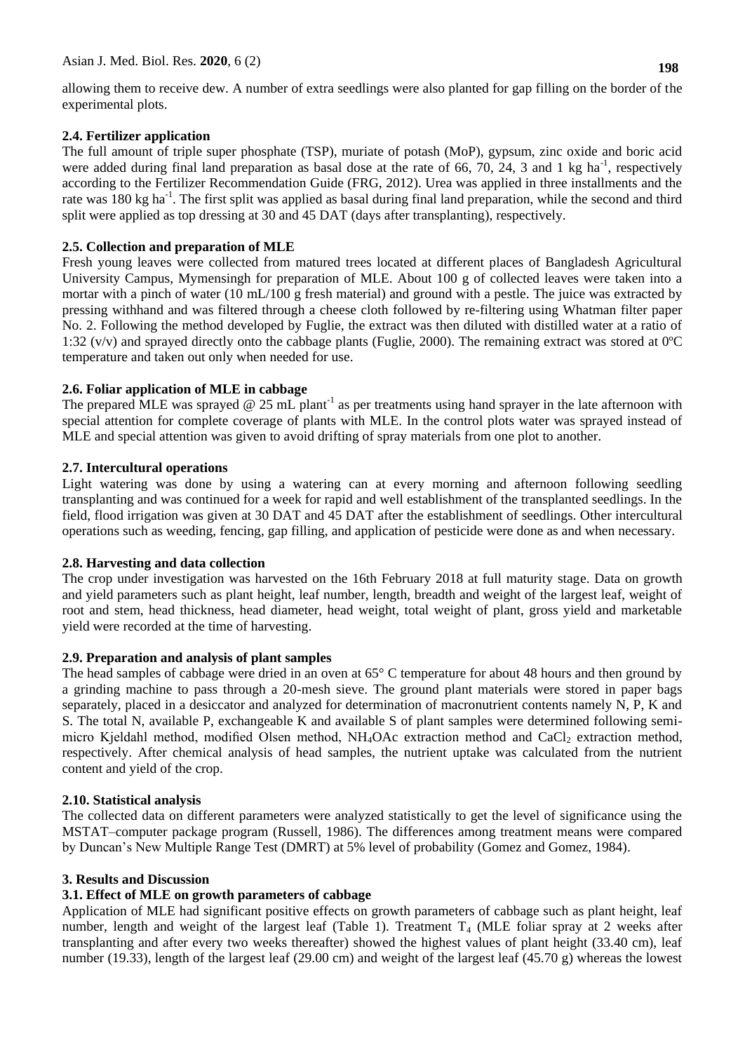allowing them to receive dew. A number of extra seedlings were also planted for gap filling on the border of the experimental plots.

### 2.4. Fertilizer application

The full amount of triple super phosphate (TSP), muriate of potash (MoP), gypsum, zinc oxide and boric acid were added during final land preparation as basal dose at the rate of 66, 70, 24, 3 and 1 kg $ha^{-1}$, respectively according to the Fertilizer Recommendation Guide (FRG, 2012). Urea was applied in three installments and the rate was 180 kg $ha^{-1}$. The first split was applied as basal during final land preparation, while the second and third split were applied as top dressing at 30 and 45 DAT (days after transplanting), respectively.

### 2.5. Collection and preparation of MLE

Fresh young leaves were collected from matured trees located at different places of Bangladesh Agricultural University Campus, Mymensingh for preparation of MLE. About 100 g of collected leaves were taken into a mortar with a pinch of water (10 mL/100 g fresh material) and ground with a pestle. The juice was extracted by pressing withhand and was filtered through a cheese cloth followed by re-filtering using Whatman filter paper No. 2. Following the method developed by Fuglie, the extract was then diluted with distilled water at a ratio of 1:32 (v/v) and sprayed directly onto the cabbage plants (Fuglie, 2000). The remaining extract was stored at 0ºC temperature and taken out only when needed for use.

### 2.6. Foliar application of MLE in cabbage

The prepared MLE was sprayed @ 25 mL $plant^{-1}$ as per treatments using hand sprayer in the late afternoon with special attention for complete coverage of plants with MLE. In the control plots water was sprayed instead of MLE and special attention was given to avoid drifting of spray materials from one plot to another.

### 2.7. Intercultural operations

Light watering was done by using a watering can at every morning and afternoon following seedling transplanting and was continued for a week for rapid and well establishment of the transplanted seedlings. In the field, flood irrigation was given at 30 DAT and 45 DAT after the establishment of seedlings. Other intercultural operations such as weeding, fencing, gap filling, and application of pesticide were done as and when necessary.

### 2.8. Harvesting and data collection

The crop under investigation was harvested on the 16th February 2018 at full maturity stage. Data on growth and yield parameters such as plant height, leaf number, length, breadth and weight of the largest leaf, weight of root and stem, head thickness, head diameter, head weight, total weight of plant, gross yield and marketable yield were recorded at the time of harvesting.

### 2.9. Preparation and analysis of plant samples

The head samples of cabbage were dried in an oven at 65° C temperature for about 48 hours and then ground by a grinding machine to pass through a 20-mesh sieve. The ground plant materials were stored in paper bags separately, placed in a desiccator and analyzed for determination of macronutrient contents namely N, P, K and S. The total N, available P, exchangeable K and available S of plant samples were determined following semi-micro Kjeldahl method, modified Olsen method, $NH_4OAc$ extraction method and $CaCl_2$ extraction method, respectively. After chemical analysis of head samples, the nutrient uptake was calculated from the nutrient content and yield of the crop.

### 2.10. Statistical analysis

The collected data on different parameters were analyzed statistically to get the level of significance using the MSTAT–computer package program (Russell, 1986). The differences among treatment means were compared by Duncan's New Multiple Range Test (DMRT) at 5% level of probability (Gomez and Gomez, 1984).

## 3. Results and Discussion

### 3.1. Effect of MLE on growth parameters of cabbage

Application of MLE had significant positive effects on growth parameters of cabbage such as plant height, leaf number, length and weight of the largest leaf (Table 1). Treatment $T_4$ (MLE foliar spray at 2 weeks after transplanting and after every two weeks thereafter) showed the highest values of plant height (33.40 cm), leaf number (19.33), length of the largest leaf (29.00 cm) and weight of the largest leaf (45.70 g) whereas the lowest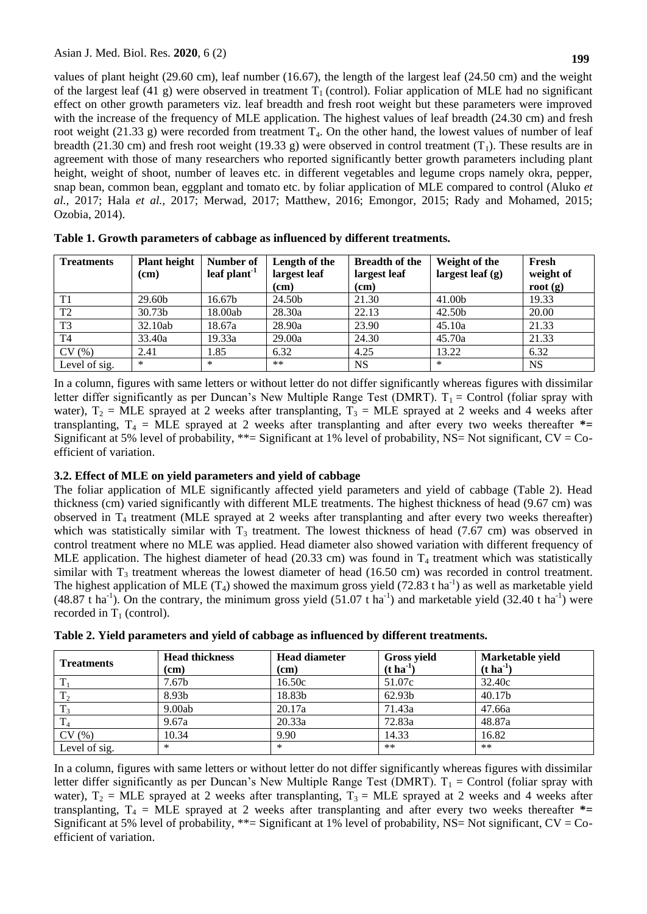values of plant height (29.60 cm), leaf number (16.67), the length of the largest leaf (24.50 cm) and the weight of the largest leaf (41 g) were observed in treatment $T_1$ (control). Foliar application of MLE had no significant effect on other growth parameters viz. leaf breadth and fresh root weight but these parameters were improved with the increase of the frequency of MLE application. The highest values of leaf breadth (24.30 cm) and fresh root weight (21.33 g) were recorded from treatment $T_4$. On the other hand, the lowest values of number of leaf breadth (21.30 cm) and fresh root weight (19.33 g) were observed in control treatment ($T_1$). These results are in agreement with those of many researchers who reported significantly better growth parameters including plant height, weight of shoot, number of leaves etc. in different vegetables and legume crops namely okra, pepper, snap bean, common bean, eggplant and tomato etc. by foliar application of MLE compared to control (Aluko *et al.,* 2017; Hala *et al.,* 2017; Merwad, 2017; Matthew, 2016; Emongor, 2015; Rady and Mohamed, 2015; Ozobia, 2014).

**Table 1. Growth parameters of cabbage as influenced by different treatments.**

| Treatments | Plant height (cm) | Number of leaf plant$^{-1}$ | Length of the largest leaf (cm) | Breadth of the largest leaf (cm) | Weight of the largest leaf (g) | Fresh weight of root (g) |
|---|---|---|---|---|---|---|
| T1 | 29.60b | 16.67b | 24.50b | 21.30 | 41.00b | 19.33 |
| T2 | 30.73b | 18.00ab | 28.30a | 22.13 | 42.50b | 20.00 |
| T3 | 32.10ab | 18.67a | 28.90a | 23.90 | 45.10a | 21.33 |
| T4 | 33.40a | 19.33a | 29.00a | 24.30 | 45.70a | 21.33 |
| CV (%) | 2.41 | 1.85 | 6.32 | 4.25 | 13.22 | 6.32 |
| Level of sig. | * | * | ** | NS | * | NS |

In a column, figures with same letters or without letter do not differ significantly whereas figures with dissimilar letter differ significantly as per Duncan's New Multiple Range Test (DMRT). $T_1$ = Control (foliar spray with water), $T_2$ = MLE sprayed at 2 weeks after transplanting, $T_3$ = MLE sprayed at 2 weeks and 4 weeks after transplanting, $T_4$ = MLE sprayed at 2 weeks after transplanting and after every two weeks thereafter **\*=** Significant at 5% level of probability, \*\*= Significant at 1% level of probability, NS= Not significant, CV = Co-efficient of variation.

### 3.2. Effect of MLE on yield parameters and yield of cabbage

The foliar application of MLE significantly affected yield parameters and yield of cabbage (Table 2). Head thickness (cm) varied significantly with different MLE treatments. The highest thickness of head (9.67 cm) was observed in $T_4$ treatment (MLE sprayed at 2 weeks after transplanting and after every two weeks thereafter) which was statistically similar with $T_3$ treatment. The lowest thickness of head (7.67 cm) was observed in control treatment where no MLE was applied. Head diameter also showed variation with different frequency of MLE application. The highest diameter of head (20.33 cm) was found in $T_4$ treatment which was statistically similar with $T_3$ treatment whereas the lowest diameter of head (16.50 cm) was recorded in control treatment. The highest application of MLE ($T_4$) showed the maximum gross yield (72.83 t ha$^{-1}$) as well as marketable yield (48.87 t ha$^{-1}$). On the contrary, the minimum gross yield (51.07 t ha$^{-1}$) and marketable yield (32.40 t ha$^{-1}$) were recorded in $T_1$ (control).

**Table 2. Yield parameters and yield of cabbage as influenced by different treatments.**

| Treatments | Head thickness (cm) | Head diameter (cm) | Gross yield (t ha$^{-1}$) | Marketable yield (t ha$^{-1}$) |
|---|---|---|---|---|
| $T_1$ | 7.67b | 16.50c | 51.07c | 32.40c |
| $T_2$ | 8.93b | 18.83b | 62.93b | 40.17b |
| $T_3$ | 9.00ab | 20.17a | 71.43a | 47.66a |
| $T_4$ | 9.67a | 20.33a | 72.83a | 48.87a |
| CV (%) | 10.34 | 9.90 | 14.33 | 16.82 |
| Level of sig. | * | * | ** | ** |

In a column, figures with same letters or without letter do not differ significantly whereas figures with dissimilar letter differ significantly as per Duncan's New Multiple Range Test (DMRT). $T_1$ = Control (foliar spray with water), $T_2$ = MLE sprayed at 2 weeks after transplanting, $T_3$ = MLE sprayed at 2 weeks and 4 weeks after transplanting, $T_4$ = MLE sprayed at 2 weeks after transplanting and after every two weeks thereafter **\*=** Significant at 5% level of probability, \*\*= Significant at 1% level of probability, NS= Not significant, CV = Co-efficient of variation.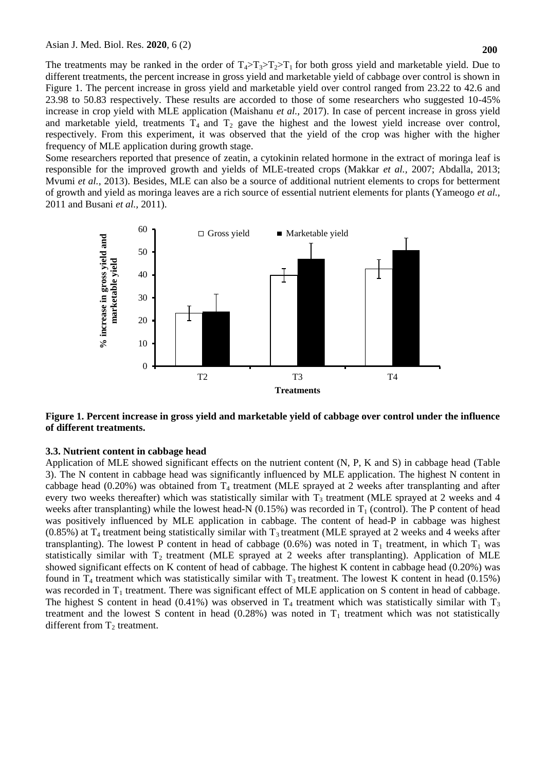The treatments may be ranked in the order of $T_4$>$T_3$>$T_2$>$T_1$ for both gross yield and marketable yield. Due to different treatments, the percent increase in gross yield and marketable yield of cabbage over control is shown in Figure 1. The percent increase in gross yield and marketable yield over control ranged from 23.22 to 42.6 and 23.98 to 50.83 respectively. These results are accorded to those of some researchers who suggested 10-45% increase in crop yield with MLE application (Maishanu *et al.,* 2017). In case of percent increase in gross yield and marketable yield, treatments $T_4$ and $T_2$ gave the highest and the lowest yield increase over control, respectively. From this experiment, it was observed that the yield of the crop was higher with the higher frequency of MLE application during growth stage.

Some researchers reported that presence of zeatin, a cytokinin related hormone in the extract of moringa leaf is responsible for the improved growth and yields of MLE-treated crops (Makkar *et al.,* 2007; Abdalla, 2013; Mvumi *et al.,* 2013). Besides, MLE can also be a source of additional nutrient elements to crops for betterment of growth and yield as moringa leaves are a rich source of essential nutrient elements for plants (Yameogo *et al.,* 2011 and Busani *et al.,* 2011).

**Figure 1. Percent increase in gross yield and marketable yield of cabbage over control under the influence of different treatments.**

### 3.3. Nutrient content in cabbage head

Application of MLE showed significant effects on the nutrient content (N, P, K and S) in cabbage head (Table 3). The N content in cabbage head was significantly influenced by MLE application. The highest N content in cabbage head (0.20%) was obtained from $T_4$ treatment (MLE sprayed at 2 weeks after transplanting and after every two weeks thereafter) which was statistically similar with $T_3$ treatment (MLE sprayed at 2 weeks and 4 weeks after transplanting) while the lowest head-N (0.15%) was recorded in $T_1$ (control). The P content of head was positively influenced by MLE application in cabbage. The content of head-P in cabbage was highest (0.85%) at $T_4$ treatment being statistically similar with $T_3$ treatment (MLE sprayed at 2 weeks and 4 weeks after transplanting). The lowest P content in head of cabbage (0.6%) was noted in $T_1$ treatment, in which $T_1$ was statistically similar with $T_2$ treatment (MLE sprayed at 2 weeks after transplanting). Application of MLE showed significant effects on K content of head of cabbage. The highest K content in cabbage head (0.20%) was found in $T_4$ treatment which was statistically similar with $T_3$ treatment. The lowest K content in head (0.15%) was recorded in $T_1$ treatment. There was significant effect of MLE application on S content in head of cabbage. The highest S content in head (0.41%) was observed in $T_4$ treatment which was statistically similar with $T_3$ treatment and the lowest S content in head (0.28%) was noted in $T_1$ treatment which was not statistically different from $T_2$ treatment.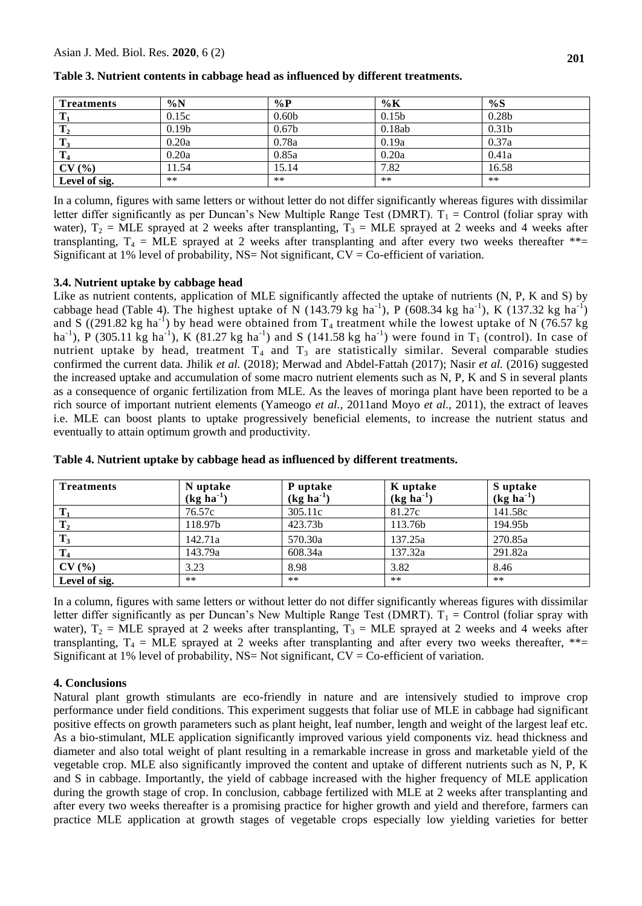**Table 3. Nutrient contents in cabbage head as influenced by different treatments.**

| Treatments | %N | %P | %K | %S |
|---|---|---|---|---|
| $T_1$ | 0.15c | 0.60b | 0.15b | 0.28b |
| $T_2$ | 0.19b | 0.67b | 0.18ab | 0.31b |
| $T_3$ | 0.20a | 0.78a | 0.19a | 0.37a |
| $T_4$ | 0.20a | 0.85a | 0.20a | 0.41a |
| CV (%) | 11.54 | 15.14 | 7.82 | 16.58 |
| Level of sig. | ** | ** | ** | ** |

In a column, figures with same letters or without letter do not differ significantly whereas figures with dissimilar letter differ significantly as per Duncan's New Multiple Range Test (DMRT). $T_1$ = Control (foliar spray with water), $T_2$ = MLE sprayed at 2 weeks after transplanting, $T_3$ = MLE sprayed at 2 weeks and 4 weeks after transplanting, $T_4$ = MLE sprayed at 2 weeks after transplanting and after every two weeks thereafter **= Significant at 1% level of probability, NS= Not significant, CV = Co-efficient of variation.

### 3.4. Nutrient uptake by cabbage head

Like as nutrient contents, application of MLE significantly affected the uptake of nutrients (N, P, K and S) by cabbage head (Table 4). The highest uptake of N (143.79 kg $ha^{-1}$), P (608.34 kg $ha^{-1}$), K (137.32 kg $ha^{-1}$) and S ((291.82 kg $ha^{-1}$) by head were obtained from $T_4$ treatment while the lowest uptake of N (76.57 kg $ha^{-1}$), P (305.11 kg $ha^{-1}$), K (81.27 kg $ha^{-1}$) and S (141.58 kg $ha^{-1}$) were found in $T_1$ (control). In case of nutrient uptake by head, treatment $T_4$ and $T_3$ are statistically similar. Several comparable studies confirmed the current data. Jhilik *et al.* (2018); Merwad and Abdel-Fattah (2017); Nasir *et al.* (2016) suggested the increased uptake and accumulation of some macro nutrient elements such as N, P, K and S in several plants as a consequence of organic fertilization from MLE. As the leaves of moringa plant have been reported to be a rich source of important nutrient elements (Yameogo *et al.*, 2011and Moyo *et al.*, 2011), the extract of leaves i.e. MLE can boost plants to uptake progressively beneficial elements, to increase the nutrient status and eventually to attain optimum growth and productivity.

**Table 4. Nutrient uptake by cabbage head as influenced by different treatments.**

| Treatments | N uptake (kg $ha^{-1}$) | P uptake (kg $ha^{-1}$) | K uptake (kg $ha^{-1}$) | S uptake (kg $ha^{-1}$) |
|---|---|---|---|---|
| $T_1$ | 76.57c | 305.11c | 81.27c | 141.58c |
| $T_2$ | 118.97b | 423.73b | 113.76b | 194.95b |
| $T_3$ | 142.71a | 570.30a | 137.25a | 270.85a |
| $T_4$ | 143.79a | 608.34a | 137.32a | 291.82a |
| CV (%) | 3.23 | 8.98 | 3.82 | 8.46 |
| Level of sig. | ** | ** | ** | ** |

In a column, figures with same letters or without letter do not differ significantly whereas figures with dissimilar letter differ significantly as per Duncan's New Multiple Range Test (DMRT). $T_1$ = Control (foliar spray with water), $T_2$ = MLE sprayed at 2 weeks after transplanting, $T_3$ = MLE sprayed at 2 weeks and 4 weeks after transplanting, $T_4$ = MLE sprayed at 2 weeks after transplanting and after every two weeks thereafter, **= Significant at 1% level of probability, NS= Not significant, CV = Co-efficient of variation.

## 4. Conclusions

Natural plant growth stimulants are eco-friendly in nature and are intensively studied to improve crop performance under field conditions. This experiment suggests that foliar use of MLE in cabbage had significant positive effects on growth parameters such as plant height, leaf number, length and weight of the largest leaf etc. As a bio-stimulant, MLE application significantly improved various yield components viz. head thickness and diameter and also total weight of plant resulting in a remarkable increase in gross and marketable yield of the vegetable crop. MLE also significantly improved the content and uptake of different nutrients such as N, P, K and S in cabbage. Importantly, the yield of cabbage increased with the higher frequency of MLE application during the growth stage of crop. In conclusion, cabbage fertilized with MLE at 2 weeks after transplanting and after every two weeks thereafter is a promising practice for higher growth and yield and therefore, farmers can practice MLE application at growth stages of vegetable crops especially low yielding varieties for better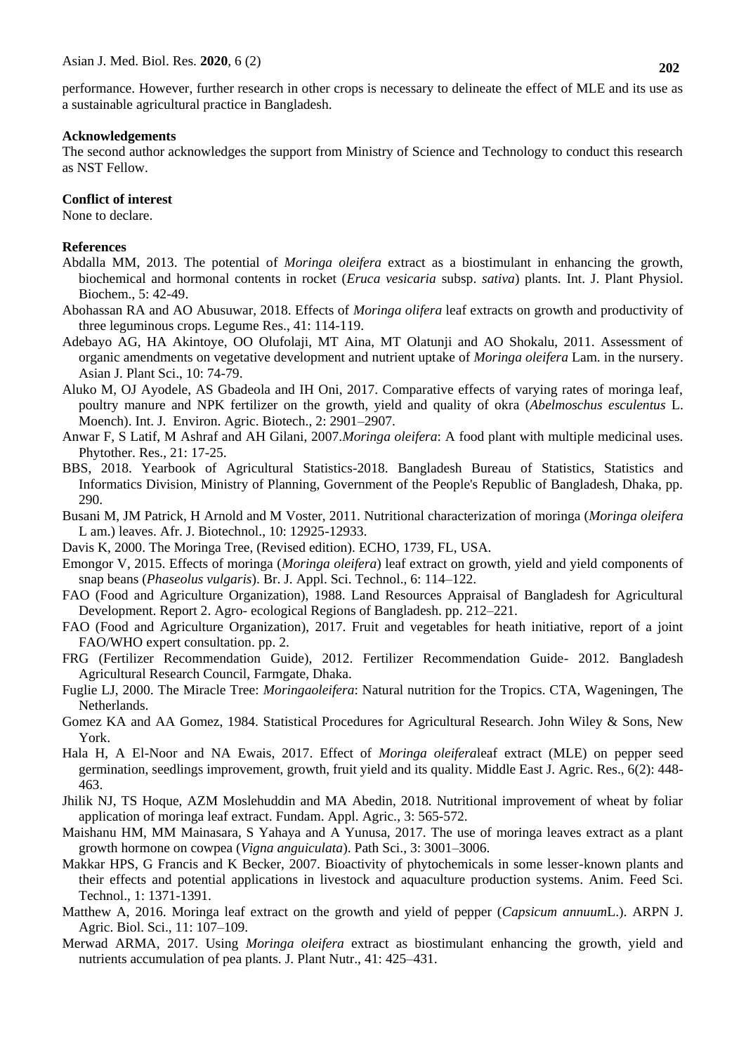performance. However, further research in other crops is necessary to delineate the effect of MLE and its use as a sustainable agricultural practice in Bangladesh.

## Acknowledgements

The second author acknowledges the support from Ministry of Science and Technology to conduct this research as NST Fellow.

## Conflict of interest

None to declare.

## References

Abdalla MM, 2013. The potential of *Moringa oleifera* extract as a biostimulant in enhancing the growth, biochemical and hormonal contents in rocket (*Eruca vesicaria* subsp. *sativa*) plants. Int. J. Plant Physiol. Biochem., 5: 42-49.

Abohassan RA and AO Abusuwar, 2018. Effects of *Moringa olifera* leaf extracts on growth and productivity of three leguminous crops. Legume Res., 41: 114-119.

Adebayo AG, HA Akintoye, OO Olufolaji, MT Aina, MT Olatunji and AO Shokalu, 2011. Assessment of organic amendments on vegetative development and nutrient uptake of *Moringa oleifera* Lam. in the nursery. Asian J. Plant Sci., 10: 74-79.

Aluko M, OJ Ayodele, AS Gbadeola and IH Oni, 2017. Comparative effects of varying rates of moringa leaf, poultry manure and NPK fertilizer on the growth, yield and quality of okra (*Abelmoschus esculentus* L. Moench). Int. J. Environ. Agric. Biotech., 2: 2901–2907.

Anwar F, S Latif, M Ashraf and AH Gilani, 2007.*Moringa oleifera*: A food plant with multiple medicinal uses. Phytother. Res., 21: 17-25.

BBS, 2018. Yearbook of Agricultural Statistics-2018. Bangladesh Bureau of Statistics, Statistics and Informatics Division, Ministry of Planning, Government of the People's Republic of Bangladesh, Dhaka, pp. 290.

Busani M, JM Patrick, H Arnold and M Voster, 2011. Nutritional characterization of moringa (*Moringa oleifera* L am.) leaves. Afr. J. Biotechnol., 10: 12925-12933.

Davis K, 2000. The Moringa Tree, (Revised edition). ECHO, 1739, FL, USA.

Emongor V, 2015. Effects of moringa (*Moringa oleifera*) leaf extract on growth, yield and yield components of snap beans (*Phaseolus vulgaris*). Br. J. Appl. Sci. Technol., 6: 114–122.

FAO (Food and Agriculture Organization), 1988. Land Resources Appraisal of Bangladesh for Agricultural Development. Report 2. Agro- ecological Regions of Bangladesh. pp. 212–221.

FAO (Food and Agriculture Organization), 2017. Fruit and vegetables for heath initiative, report of a joint FAO/WHO expert consultation. pp. 2.

FRG (Fertilizer Recommendation Guide), 2012. Fertilizer Recommendation Guide- 2012. Bangladesh Agricultural Research Council, Farmgate, Dhaka.

Fuglie LJ, 2000. The Miracle Tree: *Moringaoleifera*: Natural nutrition for the Tropics. CTA, Wageningen, The Netherlands.

Gomez KA and AA Gomez, 1984. Statistical Procedures for Agricultural Research. John Wiley & Sons, New York.

Hala H, A El-Noor and NA Ewais, 2017. Effect of *Moringa oleifera*leaf extract (MLE) on pepper seed germination, seedlings improvement, growth, fruit yield and its quality. Middle East J. Agric. Res., 6(2): 448-463.

Jhilik NJ, TS Hoque, AZM Moslehuddin and MA Abedin, 2018. Nutritional improvement of wheat by foliar application of moringa leaf extract. Fundam. Appl. Agric., 3: 565-572.

Maishanu HM, MM Mainasara, S Yahaya and A Yunusa, 2017. The use of moringa leaves extract as a plant growth hormone on cowpea (*Vigna anguiculata*). Path Sci., 3: 3001–3006.

Makkar HPS, G Francis and K Becker, 2007. Bioactivity of phytochemicals in some lesser-known plants and their effects and potential applications in livestock and aquaculture production systems. Anim. Feed Sci. Technol., 1: 1371-1391.

Matthew A, 2016. Moringa leaf extract on the growth and yield of pepper (*Capsicum annuum*L.). ARPN J. Agric. Biol. Sci., 11: 107–109.

Merwad ARMA, 2017. Using *Moringa oleifera* extract as biostimulant enhancing the growth, yield and nutrients accumulation of pea plants. J. Plant Nutr., 41: 425–431.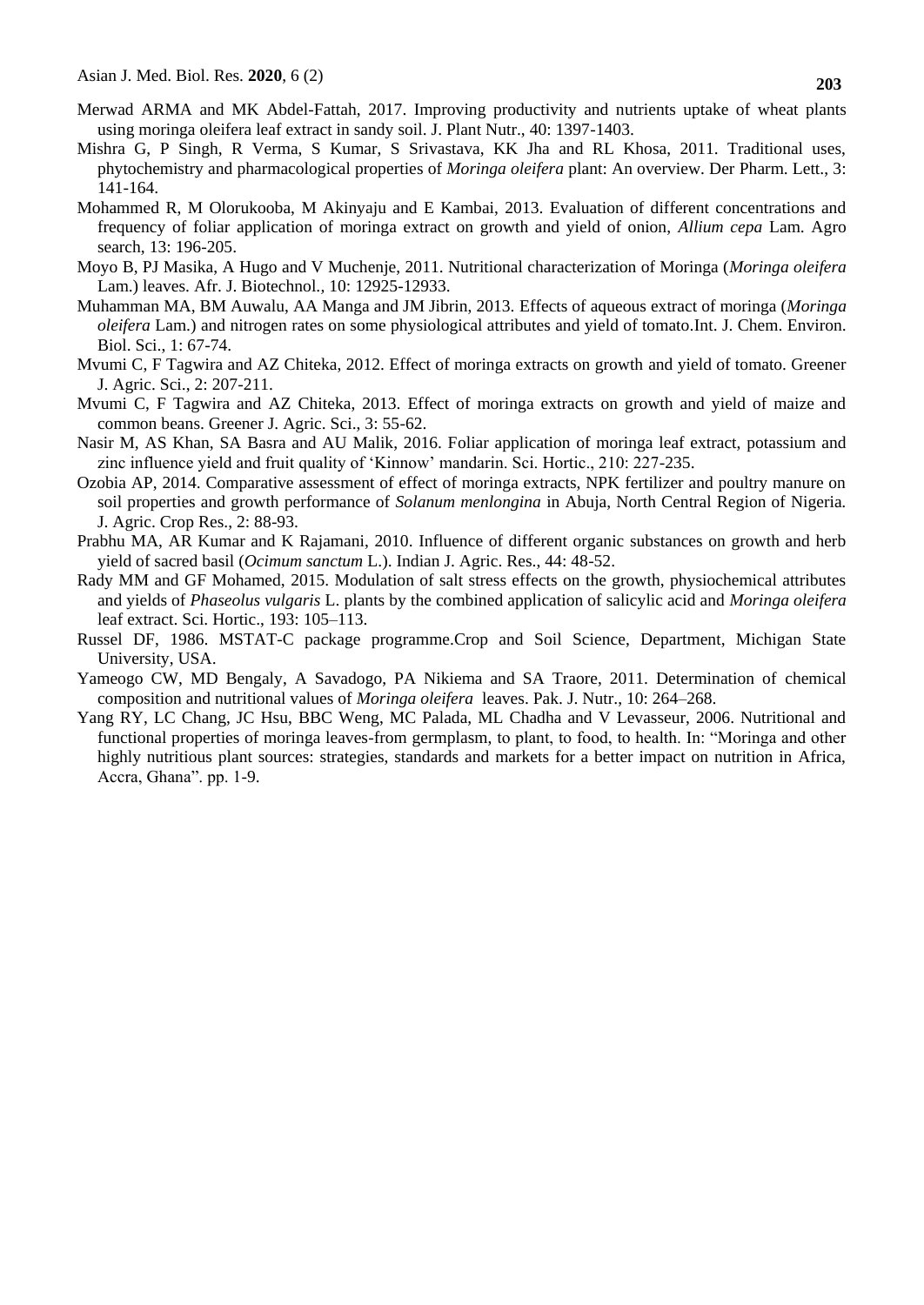Merwad ARMA and MK Abdel-Fattah, 2017. Improving productivity and nutrients uptake of wheat plants using moringa oleifera leaf extract in sandy soil. J. Plant Nutr., 40: 1397-1403.

Mishra G, P Singh, R Verma, S Kumar, S Srivastava, KK Jha and RL Khosa, 2011. Traditional uses, phytochemistry and pharmacological properties of *Moringa oleifera* plant: An overview. Der Pharm. Lett., 3: 141-164.

Mohammed R, M Olorukooba, M Akinyaju and E Kambai, 2013. Evaluation of different concentrations and frequency of foliar application of moringa extract on growth and yield of onion, *Allium cepa* Lam. Agro search, 13: 196-205.

Moyo B, PJ Masika, A Hugo and V Muchenje, 2011. Nutritional characterization of Moringa (*Moringa oleifera* Lam.) leaves. Afr. J. Biotechnol., 10: 12925-12933.

Muhamman MA, BM Auwalu, AA Manga and JM Jibrin, 2013. Effects of aqueous extract of moringa (*Moringa oleifera* Lam.) and nitrogen rates on some physiological attributes and yield of tomato.Int. J. Chem. Environ. Biol. Sci., 1: 67-74.

Mvumi C, F Tagwira and AZ Chiteka, 2012. Effect of moringa extracts on growth and yield of tomato. Greener J. Agric. Sci., 2: 207-211.

Mvumi C, F Tagwira and AZ Chiteka, 2013. Effect of moringa extracts on growth and yield of maize and common beans. Greener J. Agric. Sci., 3: 55-62.

Nasir M, AS Khan, SA Basra and AU Malik, 2016. Foliar application of moringa leaf extract, potassium and zinc influence yield and fruit quality of 'Kinnow' mandarin. Sci. Hortic., 210: 227-235.

Ozobia AP, 2014. Comparative assessment of effect of moringa extracts, NPK fertilizer and poultry manure on soil properties and growth performance of *Solanum menlongina* in Abuja, North Central Region of Nigeria. J. Agric. Crop Res., 2: 88-93.

Prabhu MA, AR Kumar and K Rajamani, 2010. Influence of different organic substances on growth and herb yield of sacred basil (*Ocimum sanctum* L.). Indian J. Agric. Res., 44: 48-52.

Rady MM and GF Mohamed, 2015. Modulation of salt stress effects on the growth, physiochemical attributes and yields of *Phaseolus vulgaris* L. plants by the combined application of salicylic acid and *Moringa oleifera* leaf extract. Sci. Hortic., 193: 105–113.

Russel DF, 1986. MSTAT-C package programme.Crop and Soil Science, Department, Michigan State University, USA.

Yameogo CW, MD Bengaly, A Savadogo, PA Nikiema and SA Traore, 2011. Determination of chemical composition and nutritional values of *Moringa oleifera* leaves. Pak. J. Nutr., 10: 264–268.

Yang RY, LC Chang, JC Hsu, BBC Weng, MC Palada, ML Chadha and V Levasseur, 2006. Nutritional and functional properties of moringa leaves-from germplasm, to plant, to food, to health. In: "Moringa and other highly nutritious plant sources: strategies, standards and markets for a better impact on nutrition in Africa, Accra, Ghana". pp. 1-9.